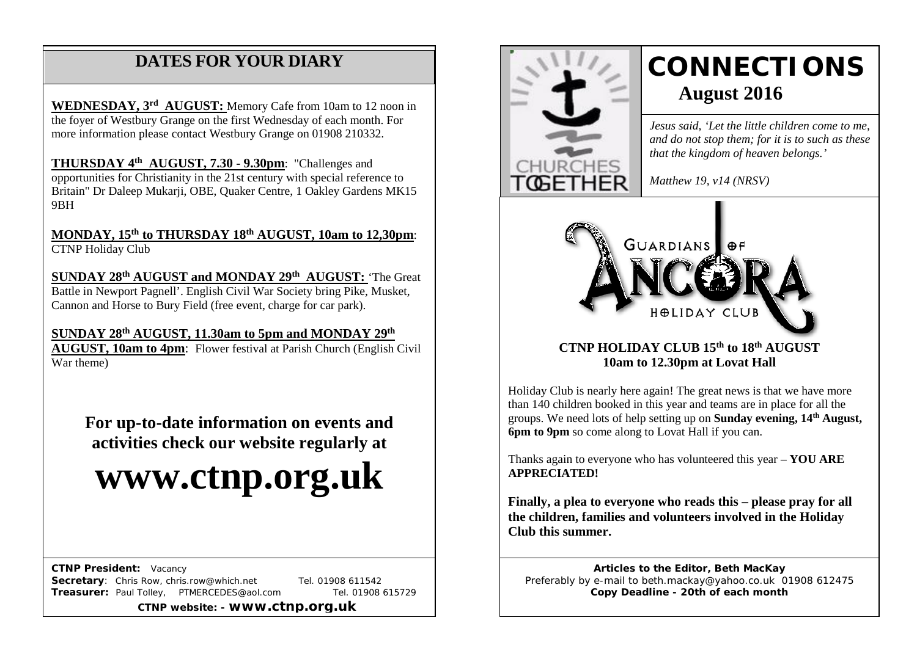## DATES FOR YOUR DIARY

**WEDNESDAY, 3rd AUGUST:** Memory Cafe from 10am to 12 noon in the foyer of Westbury Grange on the first Wednesday of each month. For more information please contact Westbury Grange on 01908 210332.

**THURSDAY 4th AUGUST, 7.30 - 9.30pm**: "Challenges and opportunities for Christianity in the 21st century with special reference to Britain" Dr Daleep Mukarji, OBE, Quaker Centre, 1 Oakley Gardens MK15 9BH

**MONDAY, 15th to THURSDAY 18th AUGUST, 10am to 12,30pm**: CTNP Holiday Club

**SUNDAY 28th AUGUST and MONDAY 29th AUGUST:** 'The Great Battle in Newport Pagnell'. English Civil War Society bring Pike, Musket, Cannon and Horse to Bury Field (free event, charge for car park).

**SUNDAY 28th AUGUST, 11.30am to 5pm and MONDAY 29th AUGUST, 10am to 4pm**: Flower festival at Parish Church (English Civil War theme)

**For up-to-date information on events and activities check our website regularly at**

# www.ctnp.org.uk

**CTNP President:** Vacancy
**Secretary**: Chris Row, chris.row@which.net Tel. 01908 611542
**Treasurer:** Paul Tolley, PTMERCEDES@aol.com Tel. 01908 615729

**CTNP website: - www.ctnp.org.uk**

CHURCHES TOGETHER

# CONNECTIONS

## August 2016

*Jesus said, 'Let the little children come to me, and do not stop them; for it is to such as these that the kingdom of heaven belongs.'*

*Matthew 19, v14 (NRSV)*

GUARDIANS OF ANCORA HOLIDAY CLUB

### CTNP HOLIDAY CLUB 15th to 18th AUGUST
### 10am to 12.30pm at Lovat Hall

Holiday Club is nearly here again! The great news is that we have more than 140 children booked in this year and teams are in place for all the groups. We need lots of help setting up on **Sunday evening, 14th August, 6pm to 9pm** so come along to Lovat Hall if you can.

Thanks again to everyone who has volunteered this year – **YOU ARE APPRECIATED!**

**Finally, a plea to everyone who reads this – please pray for all the children, families and volunteers involved in the Holiday Club this summer.**

**Articles to the Editor, Beth MacKay**
Preferably by e-mail to beth.mackay@yahoo.co.uk 01908 612475
**Copy Deadline - 20th of each month**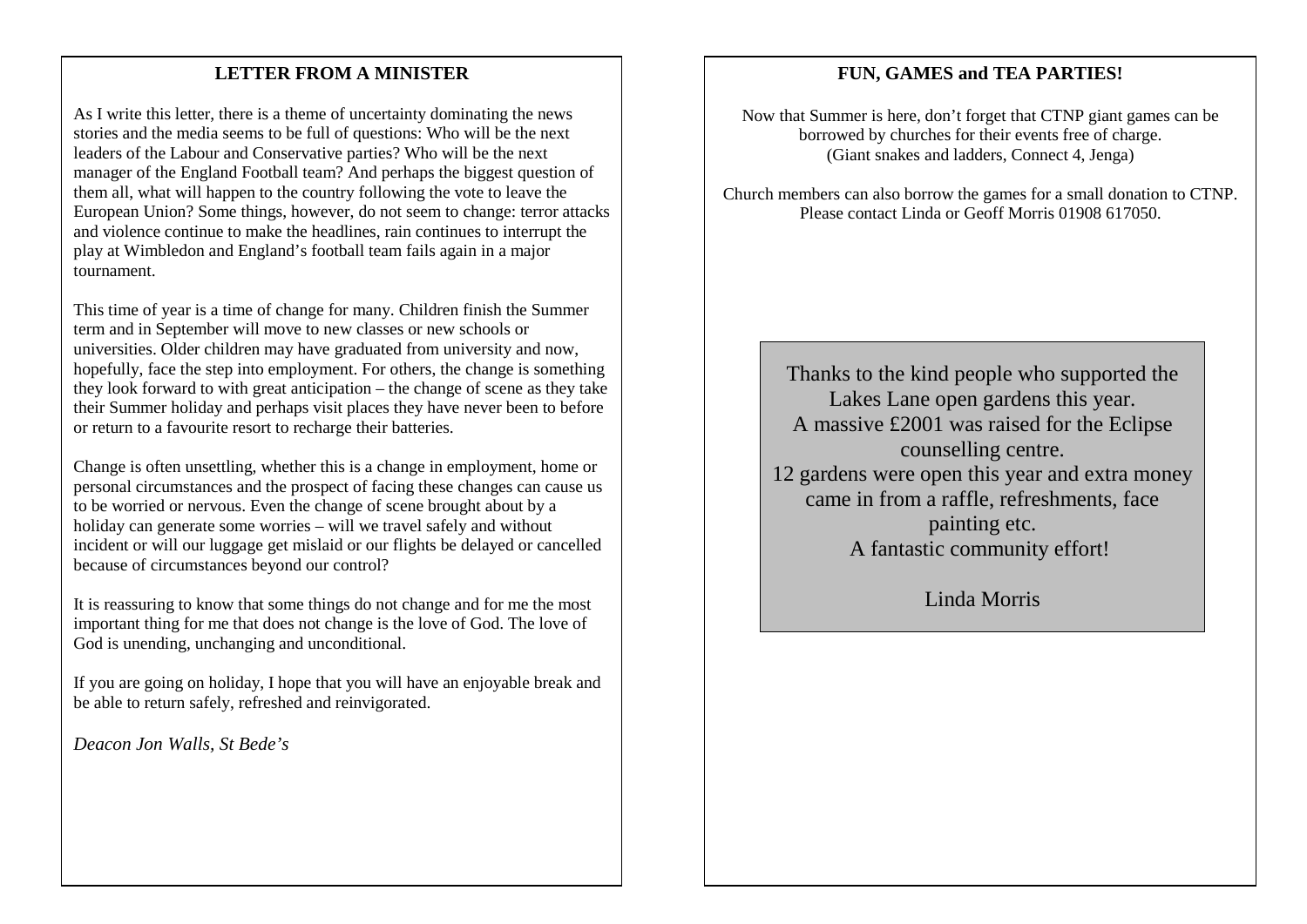## LETTER FROM A MINISTER

As I write this letter, there is a theme of uncertainty dominating the news stories and the media seems to be full of questions: Who will be the next leaders of the Labour and Conservative parties? Who will be the next manager of the England Football team? And perhaps the biggest question of them all, what will happen to the country following the vote to leave the European Union? Some things, however, do not seem to change: terror attacks and violence continue to make the headlines, rain continues to interrupt the play at Wimbledon and England's football team fails again in a major tournament.

This time of year is a time of change for many. Children finish the Summer term and in September will move to new classes or new schools or universities. Older children may have graduated from university and now, hopefully, face the step into employment. For others, the change is something they look forward to with great anticipation – the change of scene as they take their Summer holiday and perhaps visit places they have never been to before or return to a favourite resort to recharge their batteries.

Change is often unsettling, whether this is a change in employment, home or personal circumstances and the prospect of facing these changes can cause us to be worried or nervous. Even the change of scene brought about by a holiday can generate some worries – will we travel safely and without incident or will our luggage get mislaid or our flights be delayed or cancelled because of circumstances beyond our control?

It is reassuring to know that some things do not change and for me the most important thing for me that does not change is the love of God. The love of God is unending, unchanging and unconditional.

If you are going on holiday, I hope that you will have an enjoyable break and be able to return safely, refreshed and reinvigorated.

*Deacon Jon Walls, St Bede's*

## FUN, GAMES and TEA PARTIES!

Now that Summer is here, don't forget that CTNP giant games can be borrowed by churches for their events free of charge.
(Giant snakes and ladders, Connect 4, Jenga)

Church members can also borrow the games for a small donation to CTNP. Please contact Linda or Geoff Morris 01908 617050.

Thanks to the kind people who supported the Lakes Lane open gardens this year.
A massive £2001 was raised for the Eclipse counselling centre.
12 gardens were open this year and extra money came in from a raffle, refreshments, face painting etc.
A fantastic community effort!

Linda Morris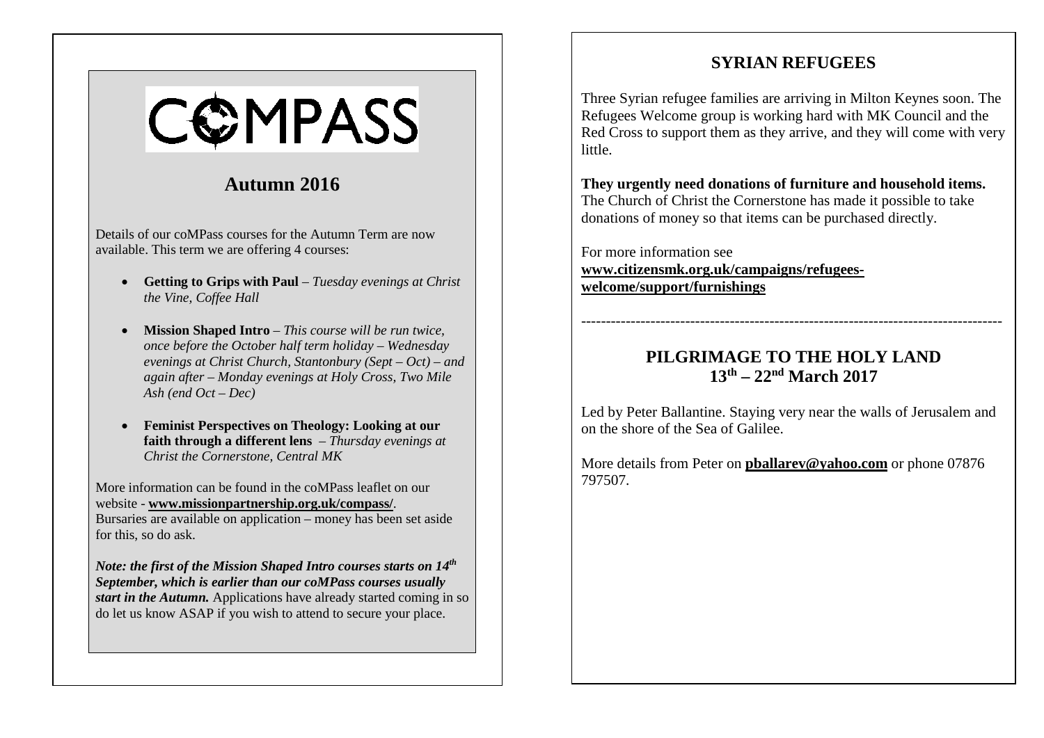# COMPASS

## Autumn 2016

Details of our coMPass courses for the Autumn Term are now available. This term we are offering 4 courses:

- **Getting to Grips with Paul** – *Tuesday evenings at Christ the Vine, Coffee Hall*
- **Mission Shaped Intro** – *This course will be run twice, once before the October half term holiday – Wednesday evenings at Christ Church, Stantonbury (Sept – Oct) – and again after – Monday evenings at Holy Cross, Two Mile Ash (end Oct – Dec)*
- **Feminist Perspectives on Theology: Looking at our faith through a different lens** – *Thursday evenings at Christ the Cornerstone, Central MK*

More information can be found in the coMPass leaflet on our website - **www.missionpartnership.org.uk/compass/**. Bursaries are available on application – money has been set aside for this, so do ask.

***Note: the first of the Mission Shaped Intro courses starts on 14th September, which is earlier than our coMPass courses usually start in the Autumn.*** Applications have already started coming in so do let us know ASAP if you wish to attend to secure your place.

## SYRIAN REFUGEES

Three Syrian refugee families are arriving in Milton Keynes soon. The Refugees Welcome group is working hard with MK Council and the Red Cross to support them as they arrive, and they will come with very little.

**They urgently need donations of furniture and household items.** The Church of Christ the Cornerstone has made it possible to take donations of money so that items can be purchased directly.

For more information see **www.citizensmk.org.uk/campaigns/refugees-welcome/support/furnishings**

---

## PILGRIMAGE TO THE HOLY LAND 13th – 22nd March 2017

Led by Peter Ballantine. Staying very near the walls of Jerusalem and on the shore of the Sea of Galilee.

More details from Peter on **pballarev@yahoo.com** or phone 07876 797507.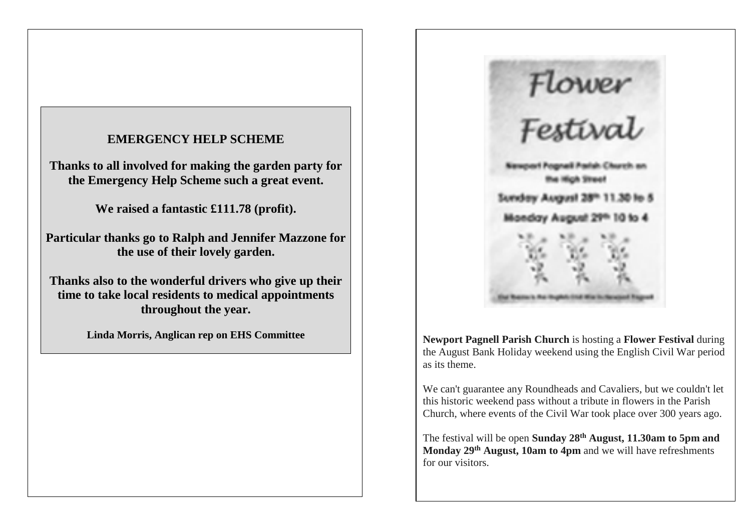## EMERGENCY HELP SCHEME

**Thanks to all involved for making the garden party for the Emergency Help Scheme such a great event.**

**We raised a fantastic £111.78 (profit).**

**Particular thanks go to Ralph and Jennifer Mazzone for the use of their lovely garden.**

**Thanks also to the wonderful drivers who give up their time to take local residents to medical appointments throughout the year.**

**Linda Morris, Anglican rep on EHS Committee**

Flower Festival

Newport Pagnell Parish Church on the High Street

Sunday August 28th 11.30 to 5

Monday August 29th 10 to 4

**Newport Pagnell Parish Church** is hosting a **Flower Festival** during the August Bank Holiday weekend using the English Civil War period as its theme.

We can't guarantee any Roundheads and Cavaliers, but we couldn't let this historic weekend pass without a tribute in flowers in the Parish Church, where events of the Civil War took place over 300 years ago.

The festival will be open **Sunday 28th August, 11.30am to 5pm and Monday 29th August, 10am to 4pm** and we will have refreshments for our visitors.